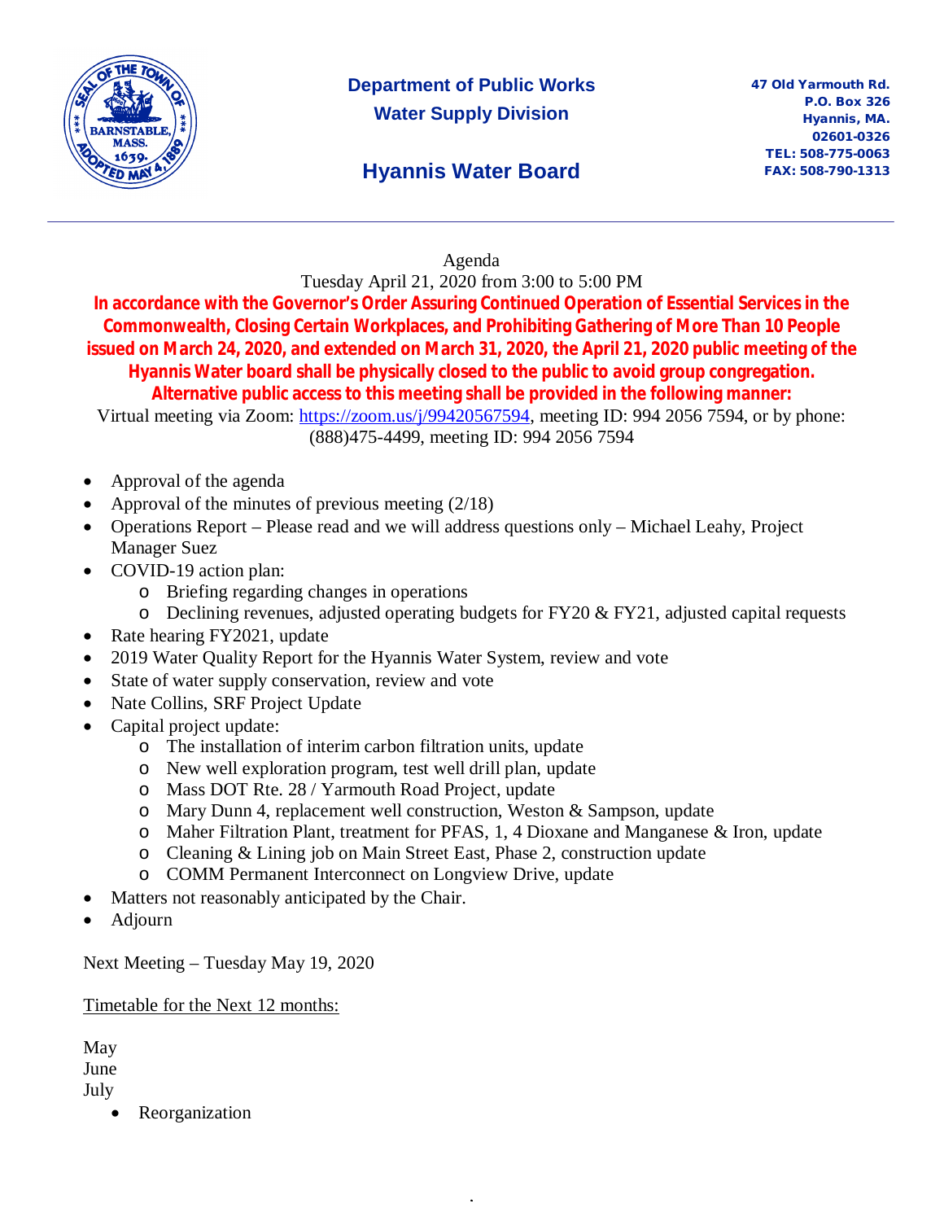**Department of Public Works**
**Water Supply Division**

# Hyannis Water Board

**47 Old Yarmouth Rd.**
**P.O. Box 326**
**Hyannis, MA.**
**02601-0326**
**TEL: 508-775-0063**
**FAX: 508-790-1313**

---

Agenda
Tuesday April 21, 2020 from 3:00 to 5:00 PM

**In accordance with the Governor's Order Assuring Continued Operation of Essential Services in the Commonwealth, Closing Certain Workplaces, and Prohibiting Gathering of More Than 10 People issued on March 24, 2020, and extended on March 31, 2020, the April 21, 2020 public meeting of the Hyannis Water board shall be physically closed to the public to avoid group congregation. Alternative public access to this meeting shall be provided in the following manner:**

Virtual meeting via Zoom: https://zoom.us/j/99420567594, meeting ID: 994 2056 7594, or by phone: (888)475-4499, meeting ID: 994 2056 7594

- Approval of the agenda
- Approval of the minutes of previous meeting (2/18)
- Operations Report – Please read and we will address questions only – Michael Leahy, Project Manager Suez
- COVID-19 action plan:
  - Briefing regarding changes in operations
  - Declining revenues, adjusted operating budgets for FY20 & FY21, adjusted capital requests
- Rate hearing FY2021, update
- 2019 Water Quality Report for the Hyannis Water System, review and vote
- State of water supply conservation, review and vote
- Nate Collins, SRF Project Update
- Capital project update:
  - The installation of interim carbon filtration units, update
  - New well exploration program, test well drill plan, update
  - Mass DOT Rte. 28 / Yarmouth Road Project, update
  - Mary Dunn 4, replacement well construction, Weston & Sampson, update
  - Maher Filtration Plant, treatment for PFAS, 1, 4 Dioxane and Manganese & Iron, update
  - Cleaning & Lining job on Main Street East, Phase 2, construction update
  - COMM Permanent Interconnect on Longview Drive, update
- Matters not reasonably anticipated by the Chair.
- Adjourn

Next Meeting – Tuesday May 19, 2020

Timetable for the Next 12 months:

May
June
July
- Reorganization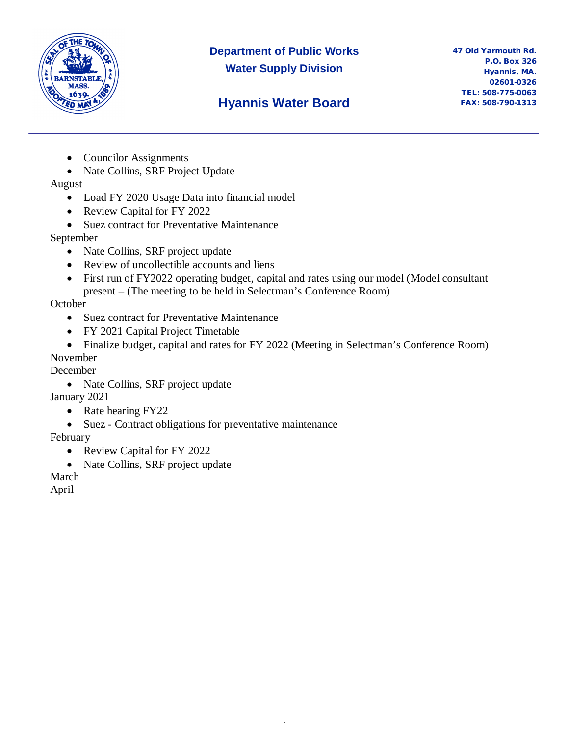- Councilor Assignments
- Nate Collins, SRF Project Update

August

- Load FY 2020 Usage Data into financial model
- Review Capital for FY 2022
- Suez contract for Preventative Maintenance

September

- Nate Collins, SRF project update
- Review of uncollectible accounts and liens
- First run of FY2022 operating budget, capital and rates using our model (Model consultant present – (The meeting to be held in Selectman's Conference Room)

October

- Suez contract for Preventative Maintenance
- FY 2021 Capital Project Timetable
- Finalize budget, capital and rates for FY 2022 (Meeting in Selectman's Conference Room)

November

December

- Nate Collins, SRF project update

January 2021

- Rate hearing FY22
- Suez - Contract obligations for preventative maintenance

February

- Review Capital for FY 2022
- Nate Collins, SRF project update

March

April